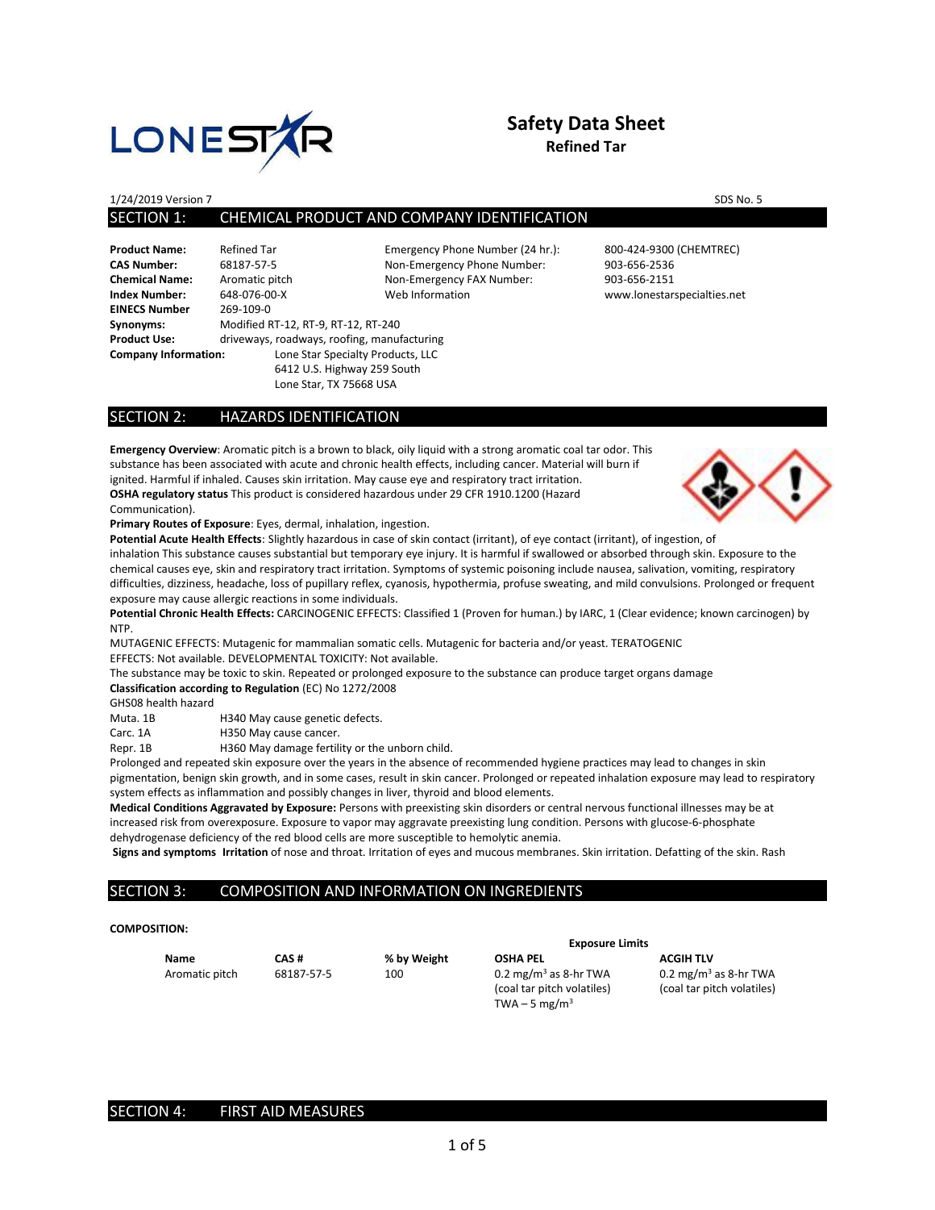# Safety Data Sheet

## Refined Tar

1/24/2019 Version 7 SDS No. 5

## SECTION 1: CHEMICAL PRODUCT AND COMPANY IDENTIFICATION

**Product Name:** Refined Tar
**CAS Number:** 68187-57-5
**Chemical Name:** Aromatic pitch
**Index Number:** 648-076-00-X
**EINECS Number** 269-109-0
**Synonyms:** Modified RT-12, RT-9, RT-12, RT-240
**Product Use:** driveways, roadways, roofing, manufacturing
**Company Information:** Lone Star Specialty Products, LLC
6412 U.S. Highway 259 South
Lone Star, TX 75668 USA

Emergency Phone Number (24 hr.): 800-424-9300 (CHEMTREC)
Non-Emergency Phone Number: 903-656-2536
Non-Emergency FAX Number: 903-656-2151
Web Information www.lonestarspecialties.net

## SECTION 2: HAZARDS IDENTIFICATION

**Emergency Overview**: Aromatic pitch is a brown to black, oily liquid with a strong aromatic coal tar odor. This substance has been associated with acute and chronic health effects, including cancer. Material will burn if ignited. Harmful if inhaled. Causes skin irritation. May cause eye and respiratory tract irritation.

**OSHA regulatory status** This product is considered hazardous under 29 CFR 1910.1200 (Hazard Communication).

**Primary Routes of Exposure**: Eyes, dermal, inhalation, ingestion.

**Potential Acute Health Effects**: Slightly hazardous in case of skin contact (irritant), of eye contact (irritant), of ingestion, of inhalation This substance causes substantial but temporary eye injury. It is harmful if swallowed or absorbed through skin. Exposure to the chemical causes eye, skin and respiratory tract irritation. Symptoms of systemic poisoning include nausea, salivation, vomiting, respiratory difficulties, dizziness, headache, loss of pupillary reflex, cyanosis, hypothermia, profuse sweating, and mild convulsions. Prolonged or frequent exposure may cause allergic reactions in some individuals.

**Potential Chronic Health Effects:** CARCINOGENIC EFFECTS: Classified 1 (Proven for human.) by IARC, 1 (Clear evidence; known carcinogen) by NTP.

MUTAGENIC EFFECTS: Mutagenic for mammalian somatic cells. Mutagenic for bacteria and/or yeast. TERATOGENIC EFFECTS: Not available. DEVELOPMENTAL TOXICITY: Not available.

The substance may be toxic to skin. Repeated or prolonged exposure to the substance can produce target organs damage

**Classification according to Regulation** (EC) No 1272/2008

GHS08 health hazard

| | |
|---|---|
| Muta. 1B | H340 May cause genetic defects. |
| Carc. 1A | H350 May cause cancer. |
| Repr. 1B | H360 May damage fertility or the unborn child. |

Prolonged and repeated skin exposure over the years in the absence of recommended hygiene practices may lead to changes in skin pigmentation, benign skin growth, and in some cases, result in skin cancer. Prolonged or repeated inhalation exposure may lead to respiratory system effects as inflammation and possibly changes in liver, thyroid and blood elements.

**Medical Conditions Aggravated by Exposure:** Persons with preexisting skin disorders or central nervous functional illnesses may be at increased risk from overexposure. Exposure to vapor may aggravate preexisting lung condition. Persons with glucose-6-phosphate dehydrogenase deficiency of the red blood cells are more susceptible to hemolytic anemia.

**Signs and symptoms Irritation** of nose and throat. Irritation of eyes and mucous membranes. Skin irritation. Defatting of the skin. Rash

## SECTION 3: COMPOSITION AND INFORMATION ON INGREDIENTS

**COMPOSITION:**

| | | | Exposure Limits | |
|---|---|---|---|---|
| **Name** | **CAS #** | **% by Weight** | **OSHA PEL** | **ACGIH TLV** |
| Aromatic pitch | 68187-57-5 | 100 | 0.2 $mg/m^3$ as 8-hr TWA (coal tar pitch volatiles) TWA – 5 $mg/m^3$ | 0.2 $mg/m^3$ as 8-hr TWA (coal tar pitch volatiles) |

## SECTION 4: FIRST AID MEASURES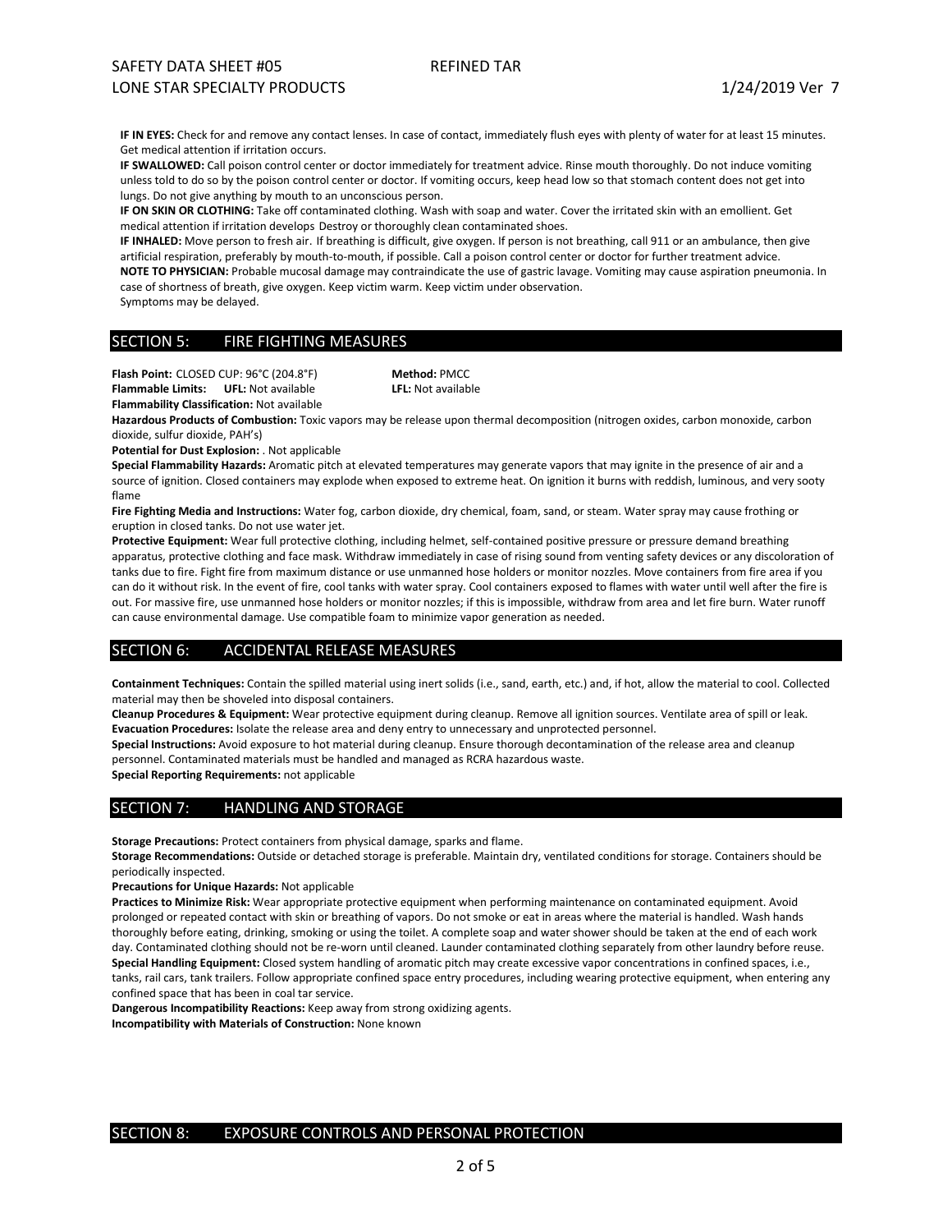**IF IN EYES:** Check for and remove any contact lenses. In case of contact, immediately flush eyes with plenty of water for at least 15 minutes. Get medical attention if irritation occurs.

**IF SWALLOWED:** Call poison control center or doctor immediately for treatment advice. Rinse mouth thoroughly. Do not induce vomiting unless told to do so by the poison control center or doctor. If vomiting occurs, keep head low so that stomach content does not get into lungs. Do not give anything by mouth to an unconscious person.

**IF ON SKIN OR CLOTHING:** Take off contaminated clothing. Wash with soap and water. Cover the irritated skin with an emollient. Get medical attention if irritation develops Destroy or thoroughly clean contaminated shoes.

**IF INHALED:** Move person to fresh air. If breathing is difficult, give oxygen. If person is not breathing, call 911 or an ambulance, then give artificial respiration, preferably by mouth-to-mouth, if possible. Call a poison control center or doctor for further treatment advice.

**NOTE TO PHYSICIAN:** Probable mucosal damage may contraindicate the use of gastric lavage. Vomiting may cause aspiration pneumonia. In case of shortness of breath, give oxygen. Keep victim warm. Keep victim under observation.

Symptoms may be delayed.

## SECTION 5: FIRE FIGHTING MEASURES

**Flash Point:** CLOSED CUP: 96°C (204.8°F) **Method:** PMCC

**Flammable Limits:** **UFL:** Not available **LFL:** Not available

**Flammability Classification:** Not available

**Hazardous Products of Combustion:** Toxic vapors may be release upon thermal decomposition (nitrogen oxides, carbon monoxide, carbon dioxide, sulfur dioxide, PAH's)

**Potential for Dust Explosion:** . Not applicable

**Special Flammability Hazards:** Aromatic pitch at elevated temperatures may generate vapors that may ignite in the presence of air and a source of ignition. Closed containers may explode when exposed to extreme heat. On ignition it burns with reddish, luminous, and very sooty flame

**Fire Fighting Media and Instructions:** Water fog, carbon dioxide, dry chemical, foam, sand, or steam. Water spray may cause frothing or eruption in closed tanks. Do not use water jet.

**Protective Equipment:** Wear full protective clothing, including helmet, self-contained positive pressure or pressure demand breathing apparatus, protective clothing and face mask. Withdraw immediately in case of rising sound from venting safety devices or any discoloration of tanks due to fire. Fight fire from maximum distance or use unmanned hose holders or monitor nozzles. Move containers from fire area if you can do it without risk. In the event of fire, cool tanks with water spray. Cool containers exposed to flames with water until well after the fire is out. For massive fire, use unmanned hose holders or monitor nozzles; if this is impossible, withdraw from area and let fire burn. Water runoff can cause environmental damage. Use compatible foam to minimize vapor generation as needed.

## SECTION 6: ACCIDENTAL RELEASE MEASURES

**Containment Techniques:** Contain the spilled material using inert solids (i.e., sand, earth, etc.) and, if hot, allow the material to cool. Collected material may then be shoveled into disposal containers.

**Cleanup Procedures & Equipment:** Wear protective equipment during cleanup. Remove all ignition sources. Ventilate area of spill or leak.

**Evacuation Procedures:** Isolate the release area and deny entry to unnecessary and unprotected personnel.

**Special Instructions:** Avoid exposure to hot material during cleanup. Ensure thorough decontamination of the release area and cleanup personnel. Contaminated materials must be handled and managed as RCRA hazardous waste.

**Special Reporting Requirements:** not applicable

## SECTION 7: HANDLING AND STORAGE

**Storage Precautions:** Protect containers from physical damage, sparks and flame.

**Storage Recommendations:** Outside or detached storage is preferable. Maintain dry, ventilated conditions for storage. Containers should be periodically inspected.

**Precautions for Unique Hazards:** Not applicable

**Practices to Minimize Risk:** Wear appropriate protective equipment when performing maintenance on contaminated equipment. Avoid prolonged or repeated contact with skin or breathing of vapors. Do not smoke or eat in areas where the material is handled. Wash hands thoroughly before eating, drinking, smoking or using the toilet. A complete soap and water shower should be taken at the end of each work day. Contaminated clothing should not be re-worn until cleaned. Launder contaminated clothing separately from other laundry before reuse.

**Special Handling Equipment:** Closed system handling of aromatic pitch may create excessive vapor concentrations in confined spaces, i.e., tanks, rail cars, tank trailers. Follow appropriate confined space entry procedures, including wearing protective equipment, when entering any confined space that has been in coal tar service.

**Dangerous Incompatibility Reactions:** Keep away from strong oxidizing agents.

**Incompatibility with Materials of Construction:** None known

## SECTION 8: EXPOSURE CONTROLS AND PERSONAL PROTECTION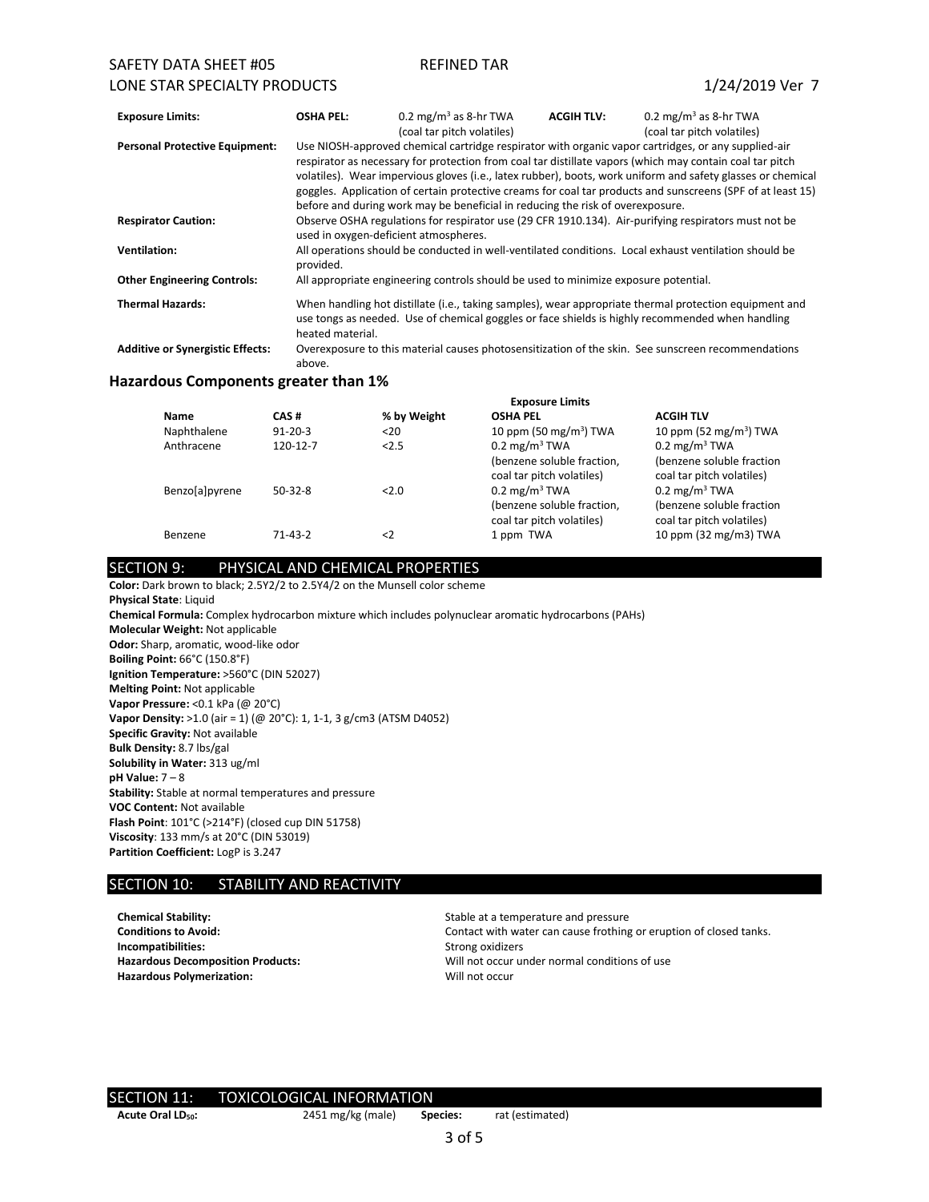| | | | | |
|---|---|---|---|---|
| **Exposure Limits:** | **OSHA PEL:** | 0.2 $mg/m^3$ as 8-hr TWA (coal tar pitch volatiles) | **ACGIH TLV:** | 0.2 $mg/m^3$ as 8-hr TWA (coal tar pitch volatiles) |

**Personal Protective Equipment:** Use NIOSH-approved chemical cartridge respirator with organic vapor cartridges, or any supplied-air respirator as necessary for protection from coal tar distillate vapors (which may contain coal tar pitch volatiles). Wear impervious gloves (i.e., latex rubber), boots, work uniform and safety glasses or chemical goggles. Application of certain protective creams for coal tar products and sunscreens (SPF of at least 15) before and during work may be beneficial in reducing the risk of overexposure.

**Respirator Caution:** Observe OSHA regulations for respirator use (29 CFR 1910.134). Air-purifying respirators must not be used in oxygen-deficient atmospheres.

**Ventilation:** All operations should be conducted in well-ventilated conditions. Local exhaust ventilation should be provided.

**Other Engineering Controls:** All appropriate engineering controls should be used to minimize exposure potential.

**Thermal Hazards:** When handling hot distillate (i.e., taking samples), wear appropriate thermal protection equipment and use tongs as needed. Use of chemical goggles or face shields is highly recommended when handling heated material.

**Additive or Synergistic Effects:** Overexposure to this material causes photosensitization of the skin. See sunscreen recommendations above.

### Hazardous Components greater than 1%

| | | | Exposure Limits | |
|---|---|---|---|---|
| **Name** | **CAS #** | **% by Weight** | **OSHA PEL** | **ACGIH TLV** |
| Naphthalene | 91-20-3 | <20 | 10 ppm (50 $mg/m^3$) TWA | 10 ppm (52 $mg/m^3$) TWA |
| Anthracene | 120-12-7 | <2.5 | 0.2 $mg/m^3$ TWA (benzene soluble fraction, coal tar pitch volatiles) | 0.2 $mg/m^3$ TWA (benzene soluble fraction coal tar pitch volatiles) |
| Benzo[a]pyrene | 50-32-8 | <2.0 | 0.2 $mg/m^3$ TWA (benzene soluble fraction, coal tar pitch volatiles) | 0.2 $mg/m^3$ TWA (benzene soluble fraction coal tar pitch volatiles) |
| Benzene | 71-43-2 | <2 | 1 ppm TWA | 10 ppm (32 mg/m3) TWA |

## SECTION 9: PHYSICAL AND CHEMICAL PROPERTIES

**Color:** Dark brown to black; 2.5Y2/2 to 2.5Y4/2 on the Munsell color scheme
**Physical State**: Liquid
**Chemical Formula:** Complex hydrocarbon mixture which includes polynuclear aromatic hydrocarbons (PAHs)
**Molecular Weight:** Not applicable
**Odor:** Sharp, aromatic, wood-like odor
**Boiling Point:** 66°C (150.8°F)
**Ignition Temperature:** >560°C (DIN 52027)
**Melting Point:** Not applicable
**Vapor Pressure:** <0.1 kPa (@ 20°C)
**Vapor Density:** >1.0 (air = 1) (@ 20°C): 1, 1-1, 3 g/cm3 (ATSM D4052)
**Specific Gravity:** Not available
**Bulk Density:** 8.7 lbs/gal
**Solubility in Water:** 313 ug/ml
**pH Value:** 7 – 8
**Stability:** Stable at normal temperatures and pressure
**VOC Content:** Not available
**Flash Point**: 101°C (>214°F) (closed cup DIN 51758)
**Viscosity**: 133 mm/s at 20°C (DIN 53019)
**Partition Coefficient:** LogP is 3.247

## SECTION 10: STABILITY AND REACTIVITY

| | |
|---|---|
| **Chemical Stability:** | Stable at a temperature and pressure |
| **Conditions to Avoid:** | Contact with water can cause frothing or eruption of closed tanks. |
| **Incompatibilities:** | Strong oxidizers |
| **Hazardous Decomposition Products:** | Will not occur under normal conditions of use |
| **Hazardous Polymerization:** | Will not occur |

## SECTION 11: TOXICOLOGICAL INFORMATION

**Acute Oral $LD_{50}$:** 2451 mg/kg (male) **Species:** rat (estimated)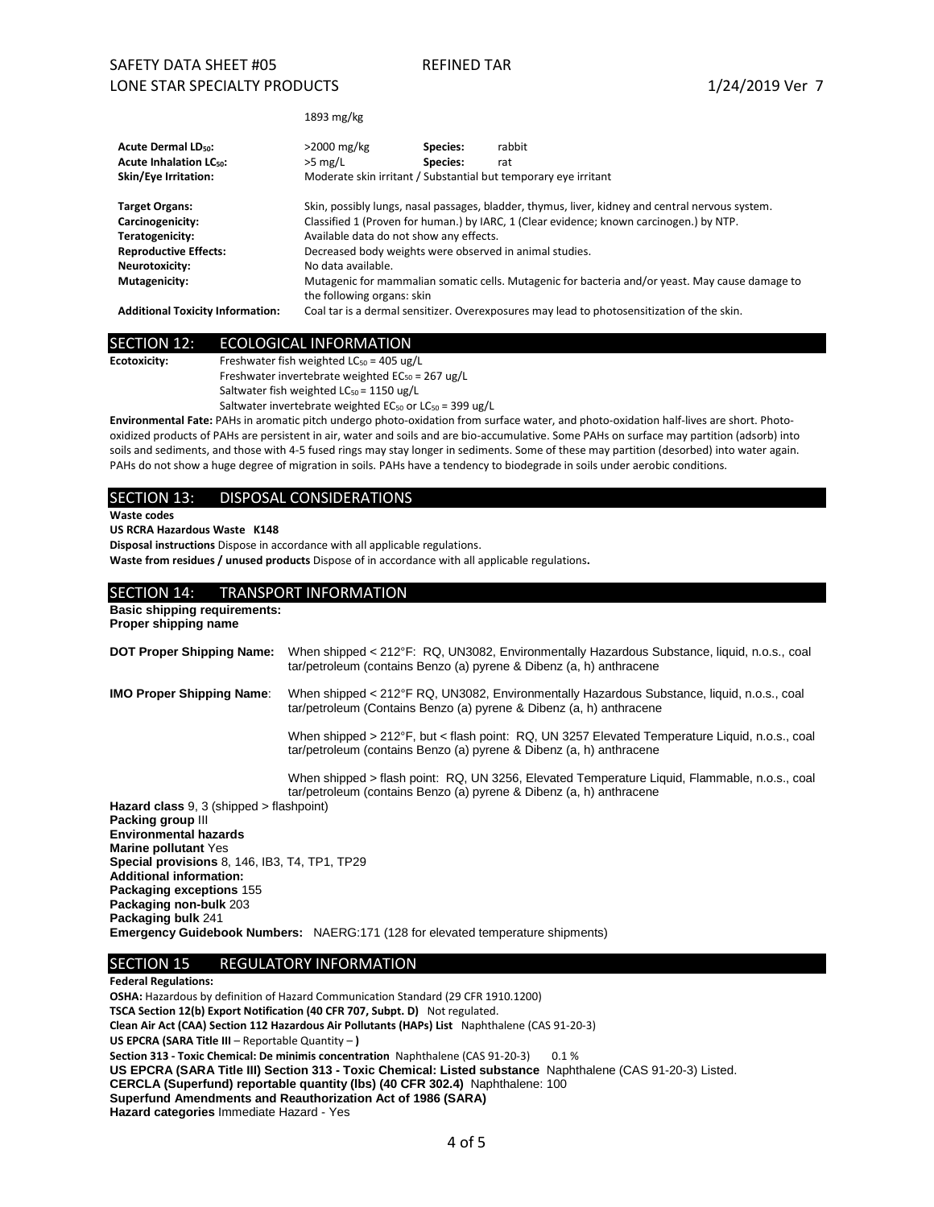1893 mg/kg

| | | | |
|---|---|---|---|
| **Acute Dermal $LD_{50}$:** | >2000 mg/kg | **Species:** | rabbit |
| **Acute Inhalation $LC_{50}$:** | >5 mg/L | **Species:** | rat |
| **Skin/Eye Irritation:** | Moderate skin irritant / Substantial but temporary eye irritant | | |

| | |
|---|---|
| **Target Organs:** | Skin, possibly lungs, nasal passages, bladder, thymus, liver, kidney and central nervous system. |
| **Carcinogenicity:** | Classified 1 (Proven for human.) by IARC, 1 (Clear evidence; known carcinogen.) by NTP. |
| **Teratogenicity:** | Available data do not show any effects. |
| **Reproductive Effects:** | Decreased body weights were observed in animal studies. |
| **Neurotoxicity:** | No data available. |
| **Mutagenicity:** | Mutagenic for mammalian somatic cells. Mutagenic for bacteria and/or yeast. May cause damage to the following organs: skin |
| **Additional Toxicity Information:** | Coal tar is a dermal sensitizer. Overexposures may lead to photosensitization of the skin. |

## SECTION 12: ECOLOGICAL INFORMATION

**Ecotoxicity:** Freshwater fish weighted $LC_{50}$ = 405 ug/L
Freshwater invertebrate weighted $EC_{50}$ = 267 ug/L
Saltwater fish weighted $LC_{50}$ = 1150 ug/L
Saltwater invertebrate weighted $EC_{50}$ or $LC_{50}$ = 399 ug/L

**Environmental Fate:** PAHs in aromatic pitch undergo photo-oxidation from surface water, and photo-oxidation half-lives are short. Photo-oxidized products of PAHs are persistent in air, water and soils and are bio-accumulative. Some PAHs on surface may partition (adsorb) into soils and sediments, and those with 4-5 fused rings may stay longer in sediments. Some of these may partition (desorbed) into water again. PAHs do not show a huge degree of migration in soils. PAHs have a tendency to biodegrade in soils under aerobic conditions.

## SECTION 13: DISPOSAL CONSIDERATIONS

**Waste codes**

**US RCRA Hazardous Waste K148**

**Disposal instructions** Dispose in accordance with all applicable regulations.

**Waste from residues / unused products** Dispose of in accordance with all applicable regulations**.**

## SECTION 14: TRANSPORT INFORMATION

**Basic shipping requirements:**
**Proper shipping name**

**DOT Proper Shipping Name:** When shipped < 212°F: RQ, UN3082, Environmentally Hazardous Substance, liquid, n.o.s., coal tar/petroleum (contains Benzo (a) pyrene & Dibenz (a, h) anthracene

**IMO Proper Shipping Name**: When shipped < 212°F RQ, UN3082, Environmentally Hazardous Substance, liquid, n.o.s., coal tar/petroleum (Contains Benzo (a) pyrene & Dibenz (a, h) anthracene

When shipped > 212°F, but < flash point: RQ, UN 3257 Elevated Temperature Liquid, n.o.s., coal tar/petroleum (contains Benzo (a) pyrene & Dibenz (a, h) anthracene

When shipped > flash point: RQ, UN 3256, Elevated Temperature Liquid, Flammable, n.o.s., coal tar/petroleum (contains Benzo (a) pyrene & Dibenz (a, h) anthracene

**Hazard class** 9, 3 (shipped > flashpoint)
**Packing group** III
**Environmental hazards**
**Marine pollutant** Yes
**Special provisions** 8, 146, IB3, T4, TP1, TP29
**Additional information:**
**Packaging exceptions** 155
**Packaging non-bulk** 203
**Packaging bulk** 241
**Emergency Guidebook Numbers:** NAERG:171 (128 for elevated temperature shipments)

## SECTION 15 REGULATORY INFORMATION

**Federal Regulations:**

**OSHA:** Hazardous by definition of Hazard Communication Standard (29 CFR 1910.1200)
**TSCA Section 12(b) Export Notification (40 CFR 707, Subpt. D)** Not regulated.
**Clean Air Act (CAA) Section 112 Hazardous Air Pollutants (HAPs) List** Naphthalene (CAS 91-20-3)
**US EPCRA (SARA Title III** – Reportable Quantity – **)**
**Section 313 - Toxic Chemical: De minimis concentration** Naphthalene (CAS 91-20-3) 0.1 %
**US EPCRA (SARA Title III) Section 313 - Toxic Chemical: Listed substance** Naphthalene (CAS 91-20-3) Listed.
**CERCLA (Superfund) reportable quantity (lbs) (40 CFR 302.4)** Naphthalene: 100
**Superfund Amendments and Reauthorization Act of 1986 (SARA)**
**Hazard categories** Immediate Hazard - Yes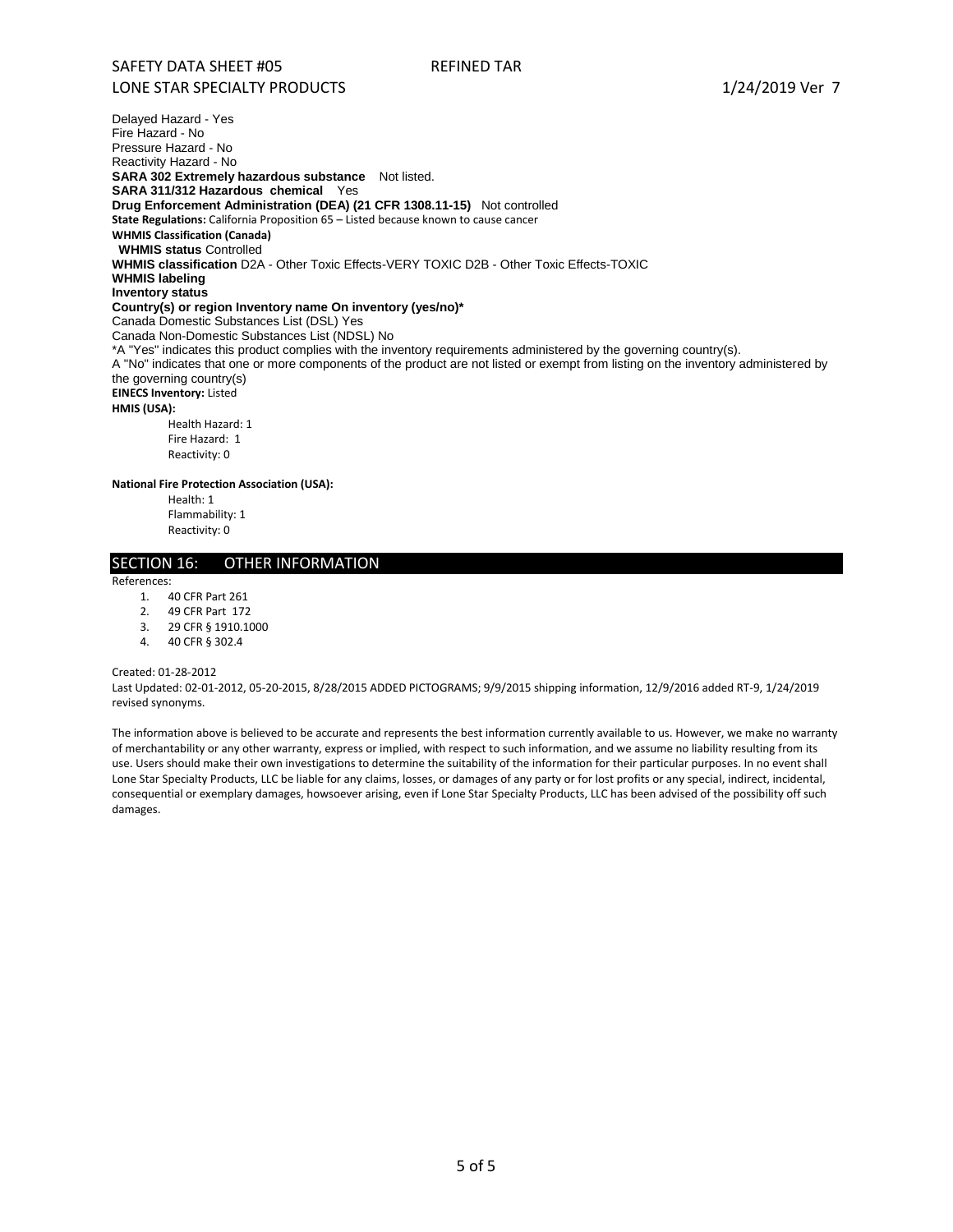Delayed Hazard - Yes
Fire Hazard - No
Pressure Hazard - No
Reactivity Hazard - No
**SARA 302 Extremely hazardous substance** Not listed.
**SARA 311/312 Hazardous chemical** Yes
**Drug Enforcement Administration (DEA) (21 CFR 1308.11-15)** Not controlled
**State Regulations:** California Proposition 65 – Listed because known to cause cancer
**WHMIS Classification (Canada)**
**WHMIS status** Controlled
**WHMIS classification** D2A - Other Toxic Effects-VERY TOXIC D2B - Other Toxic Effects-TOXIC
**WHMIS labeling**
**Inventory status**
**Country(s) or region Inventory name On inventory (yes/no)***
Canada Domestic Substances List (DSL) Yes
Canada Non-Domestic Substances List (NDSL) No
*A "Yes" indicates this product complies with the inventory requirements administered by the governing country(s).
A "No" indicates that one or more components of the product are not listed or exempt from listing on the inventory administered by the governing country(s)
**EINECS Inventory:** Listed
**HMIS (USA):**

Health Hazard: 1
Fire Hazard: 1
Reactivity: 0

**National Fire Protection Association (USA):**

Health: 1
Flammability: 1
Reactivity: 0

## SECTION 16: OTHER INFORMATION

References:

1. 40 CFR Part 261
2. 49 CFR Part 172
3. 29 CFR § 1910.1000
4. 40 CFR § 302.4

Created: 01-28-2012
Last Updated: 02-01-2012, 05-20-2015, 8/28/2015 ADDED PICTOGRAMS; 9/9/2015 shipping information, 12/9/2016 added RT-9, 1/24/2019 revised synonyms.

The information above is believed to be accurate and represents the best information currently available to us. However, we make no warranty of merchantability or any other warranty, express or implied, with respect to such information, and we assume no liability resulting from its use. Users should make their own investigations to determine the suitability of the information for their particular purposes. In no event shall Lone Star Specialty Products, LLC be liable for any claims, losses, or damages of any party or for lost profits or any special, indirect, incidental, consequential or exemplary damages, howsoever arising, even if Lone Star Specialty Products, LLC has been advised of the possibility off such damages.